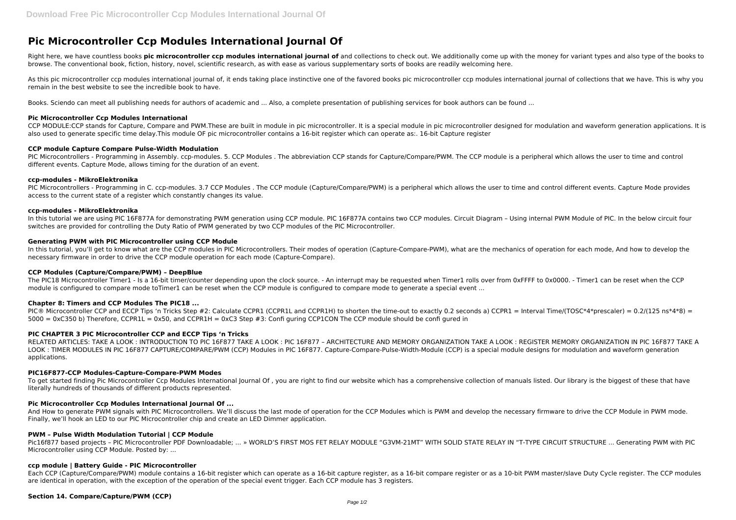# Pic Microcontroller Ccp Modules International Journal Of

Right here, we have countless books **pic microcontroller ccp modules international journal of** and collections to check out. We additionally come up with the money for variant types and also type of the books to browse. The conventional book, fiction, history, novel, scientific research, as with ease as various supplementary sorts of books are readily welcoming here.

As this pic microcontroller ccp modules international journal of, it ends taking place instinctive one of the favored books pic microcontroller ccp modules international journal of collections that we have. This is why you remain in the best website to see the incredible book to have.

Books. Sciendo can meet all publishing needs for authors of academic and ... Also, a complete presentation of publishing services for book authors can be found ...

### Pic Microcontroller Ccp Modules International

CCP MODULE:CCP stands for Capture, Compare and PWM.These are built in module in pic microcontroller. It is a special module in pic microcontroller designed for modulation and waveform generation applications. It is also used to generate specific time delay.This module OF pic microcontroller contains a 16-bit register which can operate as:. 16-bit Capture register

### CCP module Capture Compare Pulse-Width Modulation

PIC Microcontrollers - Programming in Assembly. ccp-modules. 5. CCP Modules . The abbreviation CCP stands for Capture/Compare/PWM. The CCP module is a peripheral which allows the user to time and control different events. Capture Mode, allows timing for the duration of an event.

### ccp-modules - MikroElektronika

PIC Microcontrollers - Programming in C. ccp-modules. 3.7 CCP Modules . The CCP module (Capture/Compare/PWM) is a peripheral which allows the user to time and control different events. Capture Mode provides access to the current state of a register which constantly changes its value.

### ccp-modules - MikroElektronika

In this tutorial we are using PIC 16F877A for demonstrating PWM generation using CCP module. PIC 16F877A contains two CCP modules. Circuit Diagram – Using internal PWM Module of PIC. In the below circuit four switches are provided for controlling the Duty Ratio of PWM generated by two CCP modules of the PIC Microcontroller.

### Generating PWM with PIC Microcontroller using CCP Module

In this tutorial, you'll get to know what are the CCP modules in PIC Microcontrollers. Their modes of operation (Capture-Compare-PWM), what are the mechanics of operation for each mode, And how to develop the necessary firmware in order to drive the CCP module operation for each mode (Capture-Compare).

### CCP Modules (Capture/Compare/PWM) – DeepBlue

The PIC18 Microcontroller Timer1 - Is a 16-bit timer/counter depending upon the clock source. - An interrupt may be requested when Timer1 rolls over from 0xFFFF to 0x0000. - Timer1 can be reset when the CCP module is configured to compare mode toTimer1 can be reset when the CCP module is configured to compare mode to generate a special event ...

### Chapter 8: Timers and CCP Modules The PIC18 ...

PIC® Microcontroller CCP and ECCP Tips 'n Tricks Step #2: Calculate CCPR1 (CCPR1L and CCPR1H) to shorten the time-out to exactly 0.2 seconds a) CCPR1 = Interval Time/(TOSC*4*prescaler) = 0.2/(125 ns*4*8) = 5000 = 0xC350 b) Therefore, CCPR1L = 0x50, and CCPR1H = 0xC3 Step #3: Confi guring CCP1CON The CCP module should be confi gured in

### PIC CHAPTER 3 PIC Microcontroller CCP and ECCP Tips 'n Tricks

RELATED ARTICLES: TAKE A LOOK : INTRODUCTION TO PIC 16F877 TAKE A LOOK : PIC 16F877 – ARCHITECTURE AND MEMORY ORGANIZATION TAKE A LOOK : REGISTER MEMORY ORGANIZATION IN PIC 16F877 TAKE A LOOK : TIMER MODULES IN PIC 16F877 CAPTURE/COMPARE/PWM (CCP) Modules in PIC 16F877. Capture-Compare-Pulse-Width-Module (CCP) is a special module designs for modulation and waveform generation applications.

### PIC16F877-CCP Modules-Capture-Compare-PWM Modes

To get started finding Pic Microcontroller Ccp Modules International Journal Of , you are right to find our website which has a comprehensive collection of manuals listed. Our library is the biggest of these that have literally hundreds of thousands of different products represented.

### Pic Microcontroller Ccp Modules International Journal Of ...

And How to generate PWM signals with PIC Microcontrollers. We'll discuss the last mode of operation for the CCP Modules which is PWM and develop the necessary firmware to drive the CCP Module in PWM mode. Finally, we'll hook an LED to our PIC Microcontroller chip and create an LED Dimmer application.

### PWM – Pulse Width Modulation Tutorial | CCP Module

Pic16f877 based projects – PIC Microcontroller PDF Downloadable; ... » WORLD'S FIRST MOS FET RELAY MODULE "G3VM-21MT" WITH SOLID STATE RELAY IN "T-TYPE CIRCUIT STRUCTURE ... Generating PWM with PIC Microcontroller using CCP Module. Posted by: ...

### ccp module | Battery Guide - PIC Microcontroller

Each CCP (Capture/Compare/PWM) module contains a 16-bit register which can operate as a 16-bit capture register, as a 16-bit compare register or as a 10-bit PWM master/slave Duty Cycle register. The CCP modules are identical in operation, with the exception of the operation of the special event trigger. Each CCP module has 3 registers.

### Section 14. Compare/Capture/PWM (CCP)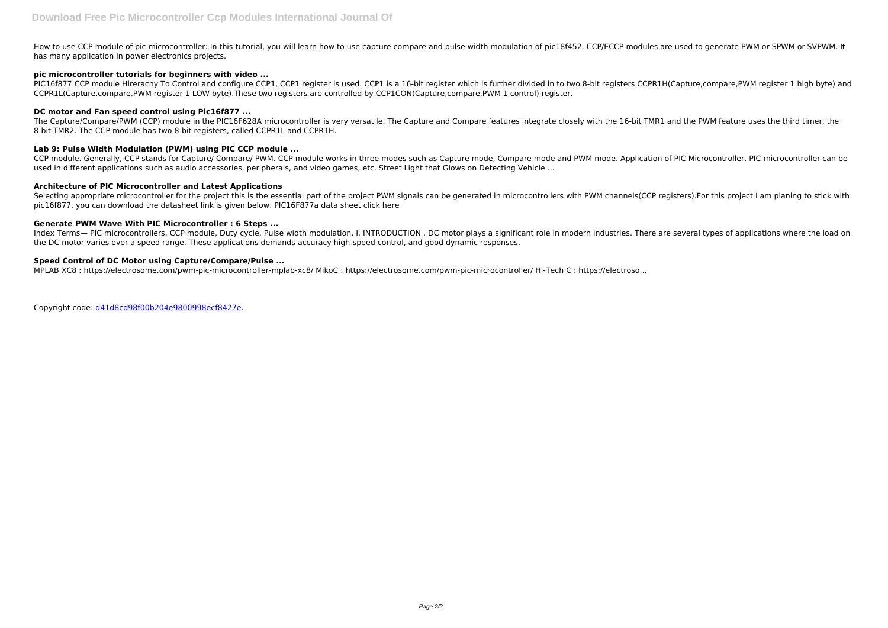How to use CCP module of pic microcontroller: In this tutorial, you will learn how to use capture compare and pulse width modulation of pic18f452. CCP/ECCP modules are used to generate PWM or SPWM or SVPWM. It has many application in power electronics projects.

### pic microcontroller tutorials for beginners with video ...

PIC16f877 CCP module Hireracy To Control and configure CCP1, CCP1 register is used. CCP1 is a 16-bit register which is further divided in to two 8-bit registers CCPR1H(Capture,compare,PWM register 1 high byte) and CCPR1L(Capture,compare,PWM register 1 LOW byte).These two registers are controlled by CCP1CON(Capture,compare,PWM 1 control) register.

### DC motor and Fan speed control using Pic16f877 ...

The Capture/Compare/PWM (CCP) module in the PIC16F628A microcontroller is very versatile. The Capture and Compare features integrate closely with the 16-bit TMR1 and the PWM feature uses the third timer, the 8-bit TMR2. The CCP module has two 8-bit registers, called CCPR1L and CCPR1H.

### Lab 9: Pulse Width Modulation (PWM) using PIC CCP module ...

CCP module. Generally, CCP stands for Capture/ Compare/ PWM. CCP module works in three modes such as Capture mode, Compare mode and PWM mode. Application of PIC Microcontroller. PIC microcontroller can be used in different applications such as audio accessories, peripherals, and video games, etc. Street Light that Glows on Detecting Vehicle ...

### Architecture of PIC Microcontroller and Latest Applications

Selecting appropriate microcontroller for the project this is the essential part of the project PWM signals can be generated in microcontrollers with PWM channels(CCP registers).For this project I am planing to stick with pic16f877. you can download the datasheet link is given below. PIC16F877a data sheet click here

### Generate PWM Wave With PIC Microcontroller : 6 Steps ...

Index Terms— PIC microcontrollers, CCP module, Duty cycle, Pulse width modulation. I. INTRODUCTION . DC motor plays a significant role in modern industries. There are several types of applications where the load on the DC motor varies over a speed range. These applications demands accuracy high-speed control, and good dynamic responses.

### Speed Control of DC Motor using Capture/Compare/Pulse ...

MPLAB XC8 : https://electrosome.com/pwm-pic-microcontroller-mplab-xc8/ MikoC : https://electrosome.com/pwm-pic-microcontroller/ Hi-Tech C : https://electroso...

Copyright code: d41d8cd98f00b204e9800998ecf8427e.